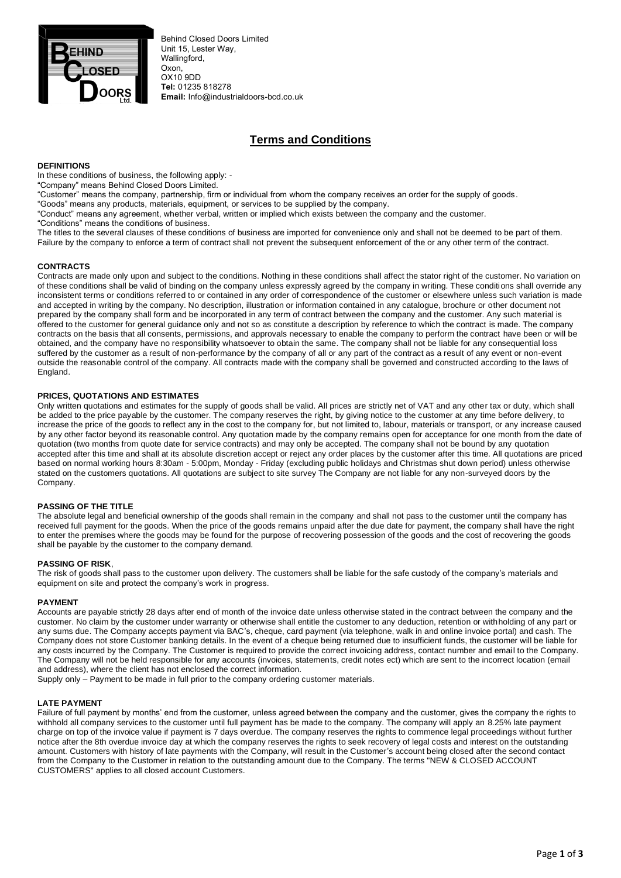Behind Closed Doors Limited
Unit 15, Lester Way,
Wallingford,
Oxon,
OX10 9DD
**Tel:** 01235 818278
**Email:** Info@industrialdoors-bcd.co.uk

# Terms and Conditions

## DEFINITIONS

In these conditions of business, the following apply: -
"Company" means Behind Closed Doors Limited.
"Customer" means the company, partnership, firm or individual from whom the company receives an order for the supply of goods.
"Goods" means any products, materials, equipment, or services to be supplied by the company.
"Conduct" means any agreement, whether verbal, written or implied which exists between the company and the customer.
"Conditions" means the conditions of business.
The titles to the several clauses of these conditions of business are imported for convenience only and shall not be deemed to be part of them.
Failure by the company to enforce a term of contract shall not prevent the subsequent enforcement of the or any other term of the contract.

## CONTRACTS

Contracts are made only upon and subject to the conditions. Nothing in these conditions shall affect the stator right of the customer. No variation on of these conditions shall be valid of binding on the company unless expressly agreed by the company in writing. These conditions shall override any inconsistent terms or conditions referred to or contained in any order of correspondence of the customer or elsewhere unless such variation is made and accepted in writing by the company. No description, illustration or information contained in any catalogue, brochure or other document not prepared by the company shall form and be incorporated in any term of contract between the company and the customer. Any such material is offered to the customer for general guidance only and not so as constitute a description by reference to which the contract is made. The company contracts on the basis that all consents, permissions, and approvals necessary to enable the company to perform the contract have been or will be obtained, and the company have no responsibility whatsoever to obtain the same. The company shall not be liable for any consequential loss suffered by the customer as a result of non-performance by the company of all or any part of the contract as a result of any event or non-event outside the reasonable control of the company. All contracts made with the company shall be governed and constructed according to the laws of England.

## PRICES, QUOTATIONS AND ESTIMATES

Only written quotations and estimates for the supply of goods shall be valid. All prices are strictly net of VAT and any other tax or duty, which shall be added to the price payable by the customer. The company reserves the right, by giving notice to the customer at any time before delivery, to increase the price of the goods to reflect any in the cost to the company for, but not limited to, labour, materials or transport, or any increase caused by any other factor beyond its reasonable control. Any quotation made by the company remains open for acceptance for one month from the date of quotation (two months from quote date for service contracts) and may only be accepted. The company shall not be bound by any quotation accepted after this time and shall at its absolute discretion accept or reject any order places by the customer after this time. All quotations are priced based on normal working hours 8:30am - 5:00pm, Monday - Friday (excluding public holidays and Christmas shut down period) unless otherwise stated on the customers quotations. All quotations are subject to site survey The Company are not liable for any non-surveyed doors by the Company.

## PASSING OF THE TITLE

The absolute legal and beneficial ownership of the goods shall remain in the company and shall not pass to the customer until the company has received full payment for the goods. When the price of the goods remains unpaid after the due date for payment, the company shall have the right to enter the premises where the goods may be found for the purpose of recovering possession of the goods and the cost of recovering the goods shall be payable by the customer to the company demand.

## PASSING OF RISK,

The risk of goods shall pass to the customer upon delivery. The customers shall be liable for the safe custody of the company's materials and equipment on site and protect the company's work in progress.

## PAYMENT

Accounts are payable strictly 28 days after end of month of the invoice date unless otherwise stated in the contract between the company and the customer. No claim by the customer under warranty or otherwise shall entitle the customer to any deduction, retention or withholding of any part or any sums due. The Company accepts payment via BAC's, cheque, card payment (via telephone, walk in and online invoice portal) and cash. The Company does not store Customer banking details. In the event of a cheque being returned due to insufficient funds, the customer will be liable for any costs incurred by the Company. The Customer is required to provide the correct invoicing address, contact number and email to the Company. The Company will not be held responsible for any accounts (invoices, statements, credit notes ect) which are sent to the incorrect location (email and address), where the client has not enclosed the correct information.
Supply only – Payment to be made in full prior to the company ordering customer materials.

## LATE PAYMENT

Failure of full payment by months' end from the customer, unless agreed between the company and the customer, gives the company the rights to withhold all company services to the customer until full payment has be made to the company. The company will apply an 8.25% late payment charge on top of the invoice value if payment is 7 days overdue. The company reserves the rights to commence legal proceedings without further notice after the 8th overdue invoice day at which the company reserves the rights to seek recovery of legal costs and interest on the outstanding amount. Customers with history of late payments with the Company, will result in the Customer's account being closed after the second contact from the Company to the Customer in relation to the outstanding amount due to the Company. The terms "NEW & CLOSED ACCOUNT CUSTOMERS" applies to all closed account Customers.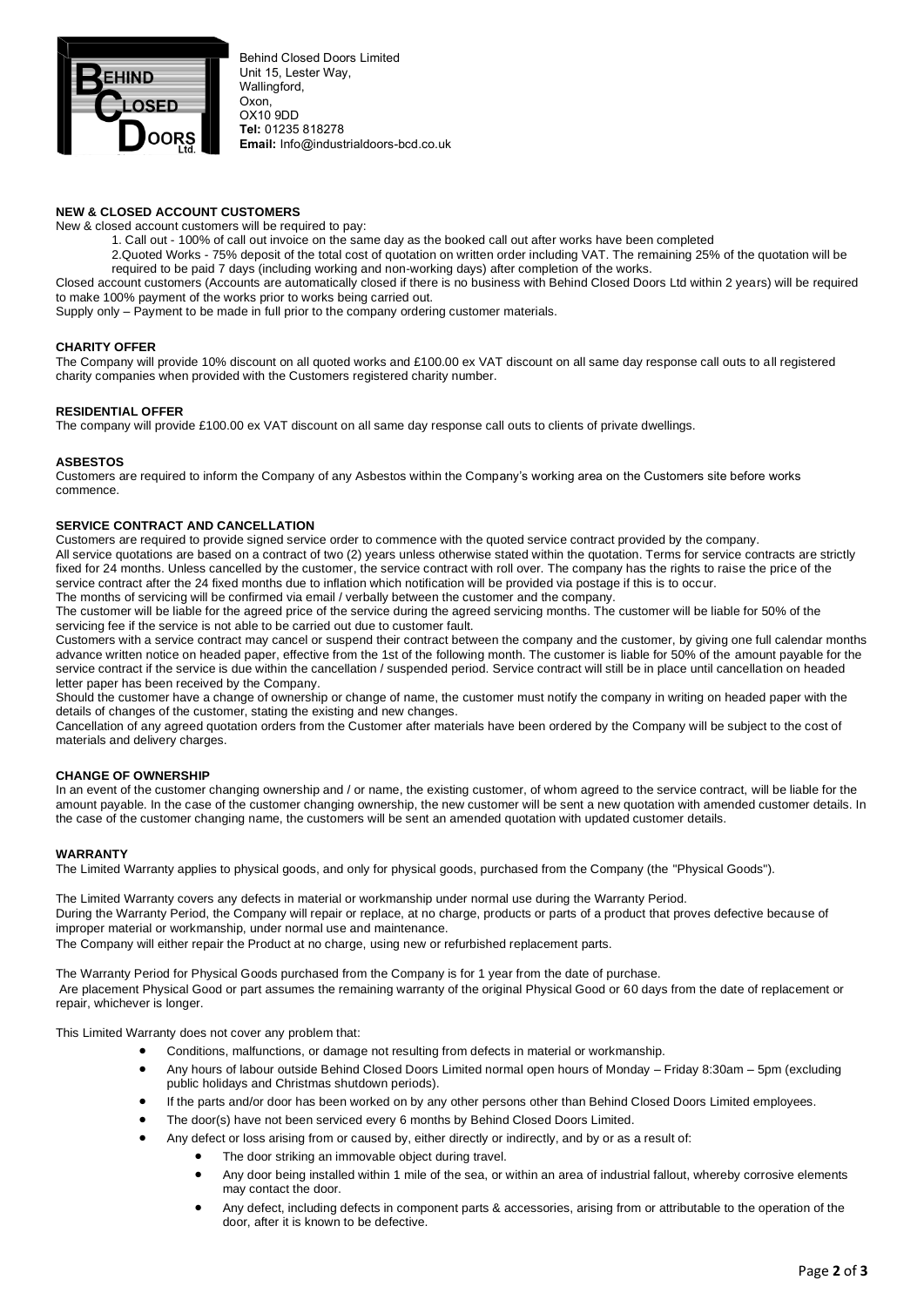Behind Closed Doors Limited
Unit 15, Lester Way,
Wallingford,
Oxon,
OX10 9DD
**Tel:** 01235 818278
**Email:** Info@industrialdoors-bcd.co.uk

**NEW & CLOSED ACCOUNT CUSTOMERS**

New & closed account customers will be required to pay:

1. Call out - 100% of call out invoice on the same day as the booked call out after works have been completed
2. Quoted Works - 75% deposit of the total cost of quotation on written order including VAT. The remaining 25% of the quotation will be required to be paid 7 days (including working and non-working days) after completion of the works.

Closed account customers (Accounts are automatically closed if there is no business with Behind Closed Doors Ltd within 2 years) will be required to make 100% payment of the works prior to works being carried out.

Supply only – Payment to be made in full prior to the company ordering customer materials.

**CHARITY OFFER**

The Company will provide 10% discount on all quoted works and £100.00 ex VAT discount on all same day response call outs to all registered charity companies when provided with the Customers registered charity number.

**RESIDENTIAL OFFER**

The company will provide £100.00 ex VAT discount on all same day response call outs to clients of private dwellings.

**ASBESTOS**

Customers are required to inform the Company of any Asbestos within the Company's working area on the Customers site before works commence.

**SERVICE CONTRACT AND CANCELLATION**

Customers are required to provide signed service order to commence with the quoted service contract provided by the company.

All service quotations are based on a contract of two (2) years unless otherwise stated within the quotation. Terms for service contracts are strictly fixed for 24 months. Unless cancelled by the customer, the service contract with roll over. The company has the rights to raise the price of the service contract after the 24 fixed months due to inflation which notification will be provided via postage if this is to occur.

The months of servicing will be confirmed via email / verbally between the customer and the company.

The customer will be liable for the agreed price of the service during the agreed servicing months. The customer will be liable for 50% of the servicing fee if the service is not able to be carried out due to customer fault.

Customers with a service contract may cancel or suspend their contract between the company and the customer, by giving one full calendar months advance written notice on headed paper, effective from the 1st of the following month. The customer is liable for 50% of the amount payable for the service contract if the service is due within the cancellation / suspended period. Service contract will still be in place until cancellation on headed letter paper has been received by the Company.

Should the customer have a change of ownership or change of name, the customer must notify the company in writing on headed paper with the details of changes of the customer, stating the existing and new changes.

Cancellation of any agreed quotation orders from the Customer after materials have been ordered by the Company will be subject to the cost of materials and delivery charges.

**CHANGE OF OWNERSHIP**

In an event of the customer changing ownership and / or name, the existing customer, of whom agreed to the service contract, will be liable for the amount payable. In the case of the customer changing ownership, the new customer will be sent a new quotation with amended customer details. In the case of the customer changing name, the customers will be sent an amended quotation with updated customer details.

**WARRANTY**

The Limited Warranty applies to physical goods, and only for physical goods, purchased from the Company (the "Physical Goods").

The Limited Warranty covers any defects in material or workmanship under normal use during the Warranty Period.

During the Warranty Period, the Company will repair or replace, at no charge, products or parts of a product that proves defective because of improper material or workmanship, under normal use and maintenance.

The Company will either repair the Product at no charge, using new or refurbished replacement parts.

The Warranty Period for Physical Goods purchased from the Company is for 1 year from the date of purchase.

Are placement Physical Good or part assumes the remaining warranty of the original Physical Good or 60 days from the date of replacement or repair, whichever is longer.

This Limited Warranty does not cover any problem that:

- Conditions, malfunctions, or damage not resulting from defects in material or workmanship.
- Any hours of labour outside Behind Closed Doors Limited normal open hours of Monday – Friday 8:30am – 5pm (excluding public holidays and Christmas shutdown periods).
- If the parts and/or door has been worked on by any other persons other than Behind Closed Doors Limited employees.
- The door(s) have not been serviced every 6 months by Behind Closed Doors Limited.
- Any defect or loss arising from or caused by, either directly or indirectly, and by or as a result of:
  - The door striking an immovable object during travel.
  - Any door being installed within 1 mile of the sea, or within an area of industrial fallout, whereby corrosive elements may contact the door.
  - Any defect, including defects in component parts & accessories, arising from or attributable to the operation of the door, after it is known to be defective.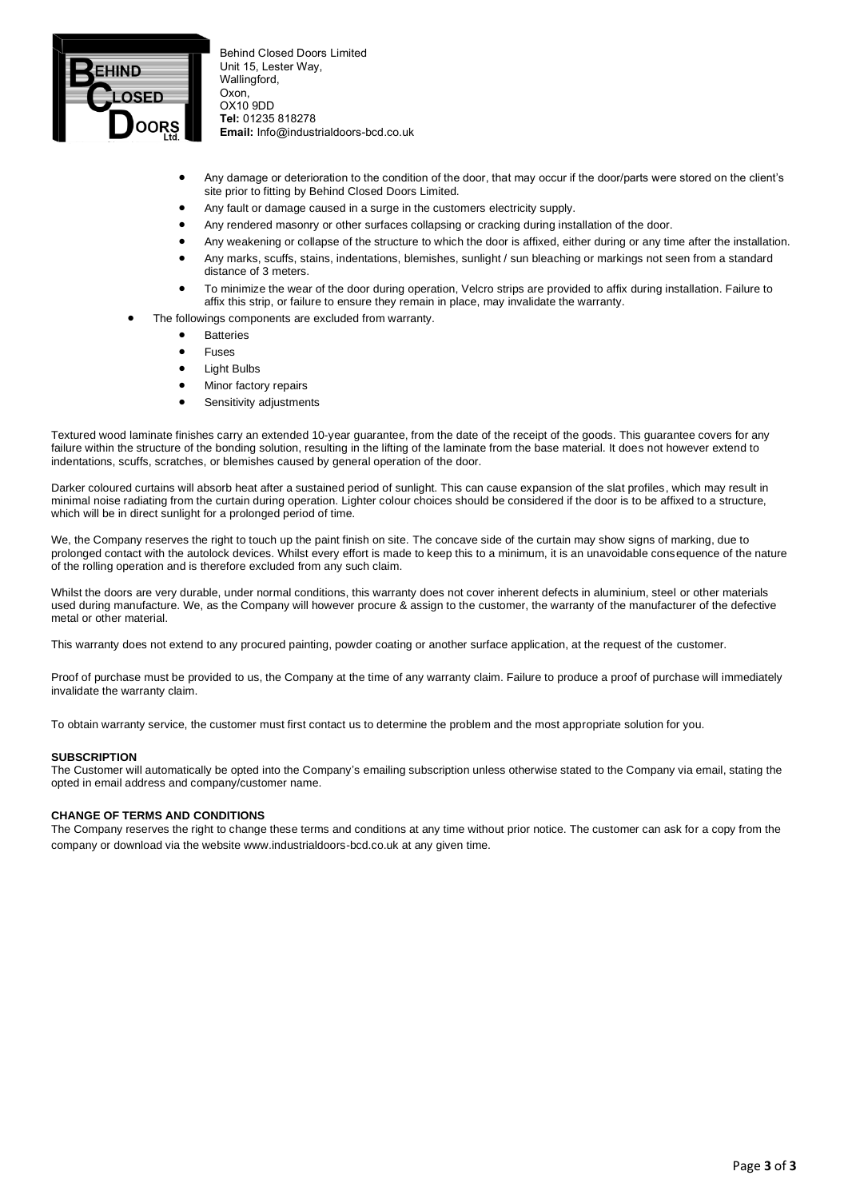Behind Closed Doors Limited
Unit 15, Lester Way,
Wallingford,
Oxon,
OX10 9DD
**Tel:** 01235 818278
**Email:** Info@industrialdoors-bcd.co.uk

- Any damage or deterioration to the condition of the door, that may occur if the door/parts were stored on the client's site prior to fitting by Behind Closed Doors Limited.
- Any fault or damage caused in a surge in the customers electricity supply.
- Any rendered masonry or other surfaces collapsing or cracking during installation of the door.
- Any weakening or collapse of the structure to which the door is affixed, either during or any time after the installation.
- Any marks, scuffs, stains, indentations, blemishes, sunlight / sun bleaching or markings not seen from a standard distance of 3 meters.
- To minimize the wear of the door during operation, Velcro strips are provided to affix during installation. Failure to affix this strip, or failure to ensure they remain in place, may invalidate the warranty.

- The followings components are excluded from warranty.
  - Batteries
  - Fuses
  - Light Bulbs
  - Minor factory repairs
  - Sensitivity adjustments

Textured wood laminate finishes carry an extended 10-year guarantee, from the date of the receipt of the goods. This guarantee covers for any failure within the structure of the bonding solution, resulting in the lifting of the laminate from the base material. It does not however extend to indentations, scuffs, scratches, or blemishes caused by general operation of the door.

Darker coloured curtains will absorb heat after a sustained period of sunlight. This can cause expansion of the slat profiles, which may result in minimal noise radiating from the curtain during operation. Lighter colour choices should be considered if the door is to be affixed to a structure, which will be in direct sunlight for a prolonged period of time.

We, the Company reserves the right to touch up the paint finish on site. The concave side of the curtain may show signs of marking, due to prolonged contact with the autolock devices. Whilst every effort is made to keep this to a minimum, it is an unavoidable consequence of the nature of the rolling operation and is therefore excluded from any such claim.

Whilst the doors are very durable, under normal conditions, this warranty does not cover inherent defects in aluminium, steel or other materials used during manufacture. We, as the Company will however procure & assign to the customer, the warranty of the manufacturer of the defective metal or other material.

This warranty does not extend to any procured painting, powder coating or another surface application, at the request of the customer.

Proof of purchase must be provided to us, the Company at the time of any warranty claim. Failure to produce a proof of purchase will immediately invalidate the warranty claim.

To obtain warranty service, the customer must first contact us to determine the problem and the most appropriate solution for you.

**SUBSCRIPTION**

The Customer will automatically be opted into the Company's emailing subscription unless otherwise stated to the Company via email, stating the opted in email address and company/customer name.

**CHANGE OF TERMS AND CONDITIONS**

The Company reserves the right to change these terms and conditions at any time without prior notice. The customer can ask for a copy from the company or download via the website www.industrialdoors-bcd.co.uk at any given time.